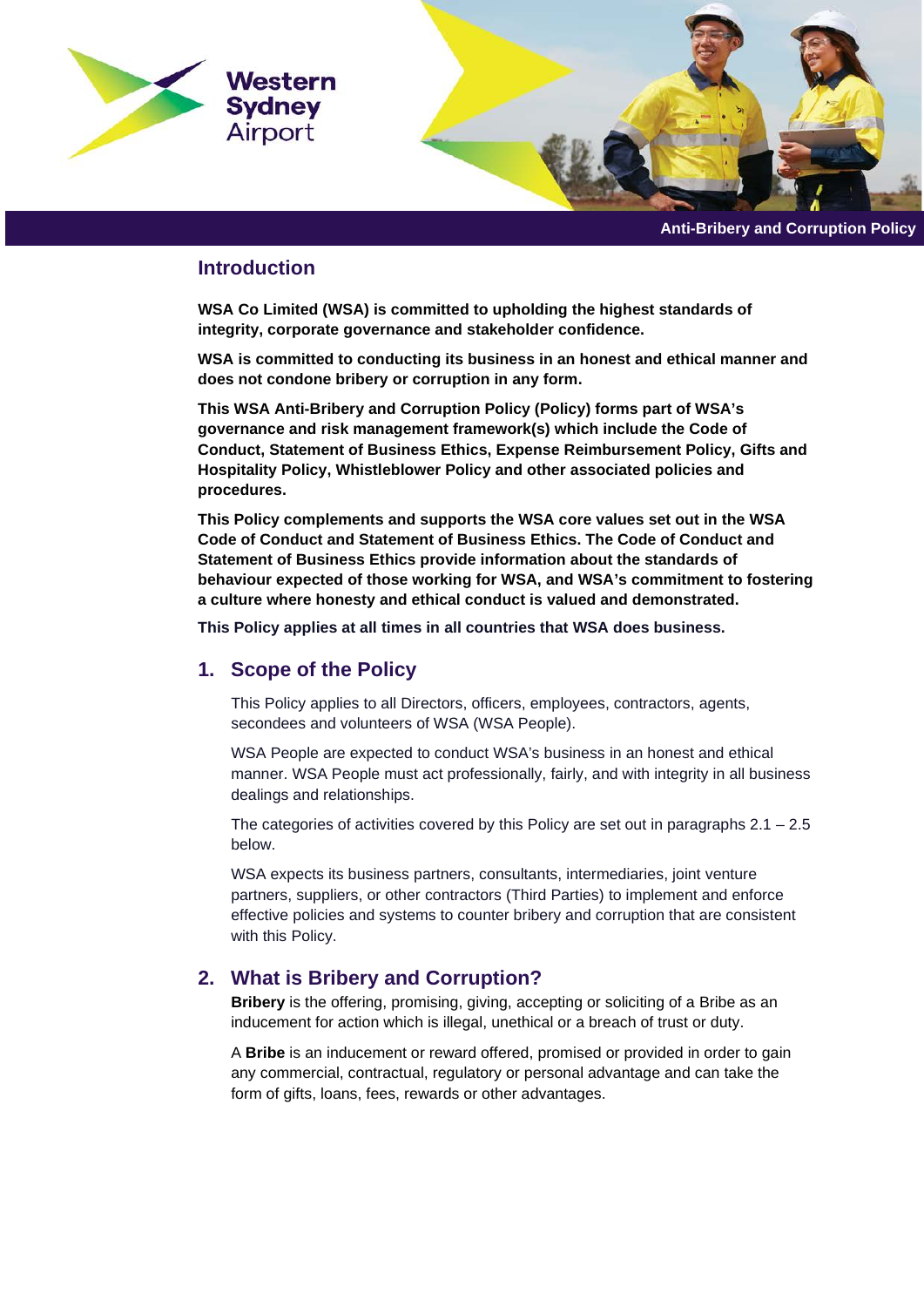Western Sydney Airport

Anti-Bribery and Corruption Policy

## Introduction

**WSA Co Limited (WSA) is committed to upholding the highest standards of integrity, corporate governance and stakeholder confidence.**

**WSA is committed to conducting its business in an honest and ethical manner and does not condone bribery or corruption in any form.**

**This WSA Anti-Bribery and Corruption Policy (Policy) forms part of WSA's governance and risk management framework(s) which include the Code of Conduct, Statement of Business Ethics, Expense Reimbursement Policy, Gifts and Hospitality Policy, Whistleblower Policy and other associated policies and procedures.**

**This Policy complements and supports the WSA core values set out in the WSA Code of Conduct and Statement of Business Ethics. The Code of Conduct and Statement of Business Ethics provide information about the standards of behaviour expected of those working for WSA, and WSA's commitment to fostering a culture where honesty and ethical conduct is valued and demonstrated.**

**This Policy applies at all times in all countries that WSA does business.**

## 1. Scope of the Policy

This Policy applies to all Directors, officers, employees, contractors, agents, secondees and volunteers of WSA (WSA People).

WSA People are expected to conduct WSA's business in an honest and ethical manner. WSA People must act professionally, fairly, and with integrity in all business dealings and relationships.

The categories of activities covered by this Policy are set out in paragraphs 2.1 – 2.5 below.

WSA expects its business partners, consultants, intermediaries, joint venture partners, suppliers, or other contractors (Third Parties) to implement and enforce effective policies and systems to counter bribery and corruption that are consistent with this Policy.

## 2. What is Bribery and Corruption?

**Bribery** is the offering, promising, giving, accepting or soliciting of a Bribe as an inducement for action which is illegal, unethical or a breach of trust or duty.

A **Bribe** is an inducement or reward offered, promised or provided in order to gain any commercial, contractual, regulatory or personal advantage and can take the form of gifts, loans, fees, rewards or other advantages.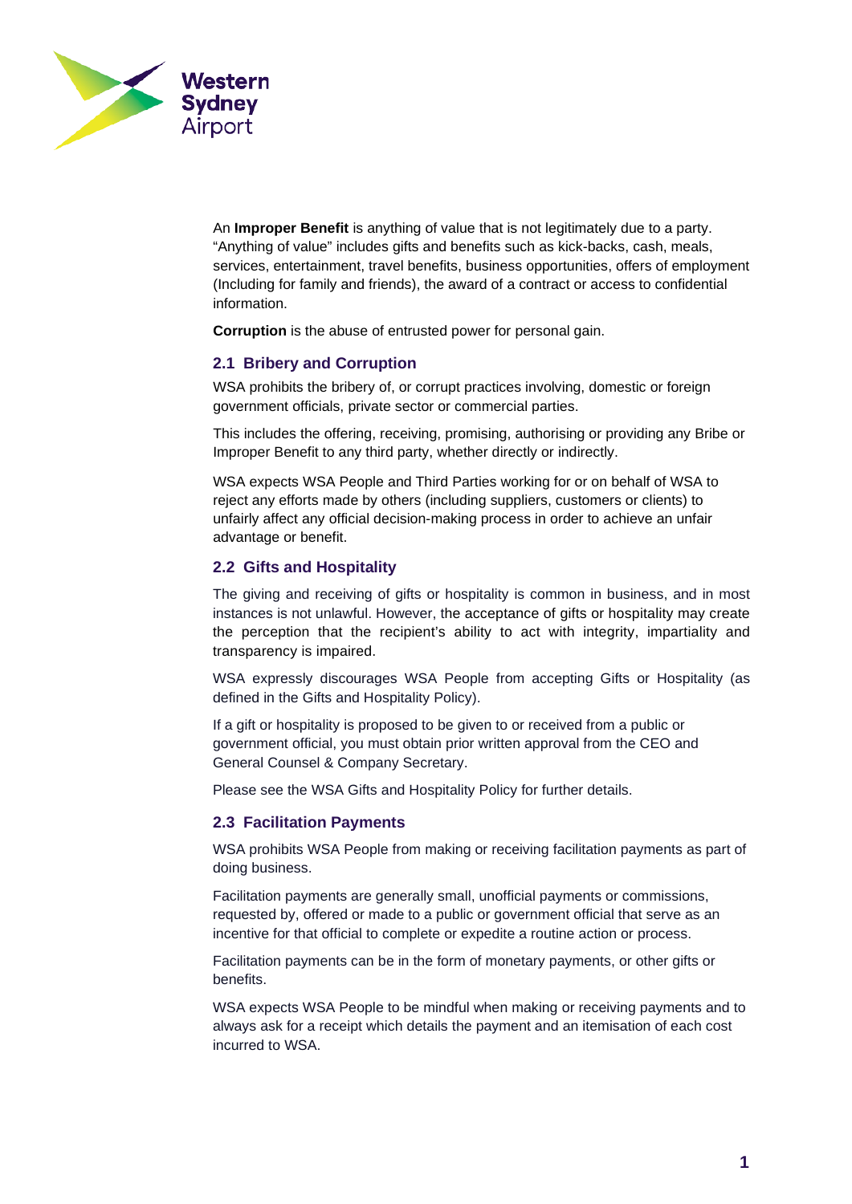An **Improper Benefit** is anything of value that is not legitimately due to a party. "Anything of value" includes gifts and benefits such as kick-backs, cash, meals, services, entertainment, travel benefits, business opportunities, offers of employment (Including for family and friends), the award of a contract or access to confidential information.

**Corruption** is the abuse of entrusted power for personal gain.

### 2.1 Bribery and Corruption

WSA prohibits the bribery of, or corrupt practices involving, domestic or foreign government officials, private sector or commercial parties.

This includes the offering, receiving, promising, authorising or providing any Bribe or Improper Benefit to any third party, whether directly or indirectly.

WSA expects WSA People and Third Parties working for or on behalf of WSA to reject any efforts made by others (including suppliers, customers or clients) to unfairly affect any official decision-making process in order to achieve an unfair advantage or benefit.

### 2.2 Gifts and Hospitality

The giving and receiving of gifts or hospitality is common in business, and in most instances is not unlawful. However, the acceptance of gifts or hospitality may create the perception that the recipient's ability to act with integrity, impartiality and transparency is impaired.

WSA expressly discourages WSA People from accepting Gifts or Hospitality (as defined in the Gifts and Hospitality Policy).

If a gift or hospitality is proposed to be given to or received from a public or government official, you must obtain prior written approval from the CEO and General Counsel & Company Secretary.

Please see the WSA Gifts and Hospitality Policy for further details.

### 2.3 Facilitation Payments

WSA prohibits WSA People from making or receiving facilitation payments as part of doing business.

Facilitation payments are generally small, unofficial payments or commissions, requested by, offered or made to a public or government official that serve as an incentive for that official to complete or expedite a routine action or process.

Facilitation payments can be in the form of monetary payments, or other gifts or benefits.

WSA expects WSA People to be mindful when making or receiving payments and to always ask for a receipt which details the payment and an itemisation of each cost incurred to WSA.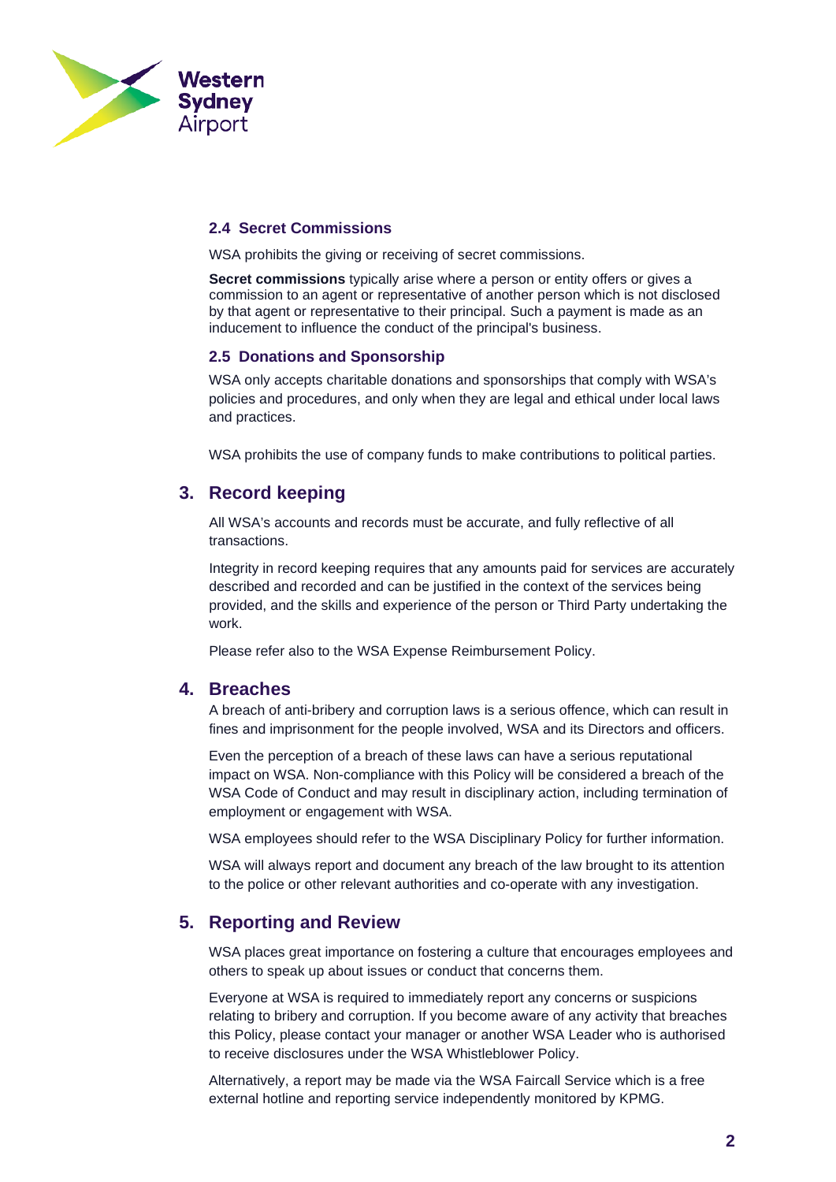### 2.4 Secret Commissions

WSA prohibits the giving or receiving of secret commissions.

**Secret commissions** typically arise where a person or entity offers or gives a commission to an agent or representative of another person which is not disclosed by that agent or representative to their principal. Such a payment is made as an inducement to influence the conduct of the principal's business.

### 2.5 Donations and Sponsorship

WSA only accepts charitable donations and sponsorships that comply with WSA's policies and procedures, and only when they are legal and ethical under local laws and practices.

WSA prohibits the use of company funds to make contributions to political parties.

## 3. Record keeping

All WSA's accounts and records must be accurate, and fully reflective of all transactions.

Integrity in record keeping requires that any amounts paid for services are accurately described and recorded and can be justified in the context of the services being provided, and the skills and experience of the person or Third Party undertaking the work.

Please refer also to the WSA Expense Reimbursement Policy.

## 4. Breaches

A breach of anti-bribery and corruption laws is a serious offence, which can result in fines and imprisonment for the people involved, WSA and its Directors and officers.

Even the perception of a breach of these laws can have a serious reputational impact on WSA. Non-compliance with this Policy will be considered a breach of the WSA Code of Conduct and may result in disciplinary action, including termination of employment or engagement with WSA.

WSA employees should refer to the WSA Disciplinary Policy for further information.

WSA will always report and document any breach of the law brought to its attention to the police or other relevant authorities and co-operate with any investigation.

## 5. Reporting and Review

WSA places great importance on fostering a culture that encourages employees and others to speak up about issues or conduct that concerns them.

Everyone at WSA is required to immediately report any concerns or suspicions relating to bribery and corruption. If you become aware of any activity that breaches this Policy, please contact your manager or another WSA Leader who is authorised to receive disclosures under the WSA Whistleblower Policy.

Alternatively, a report may be made via the WSA Faircall Service which is a free external hotline and reporting service independently monitored by KPMG.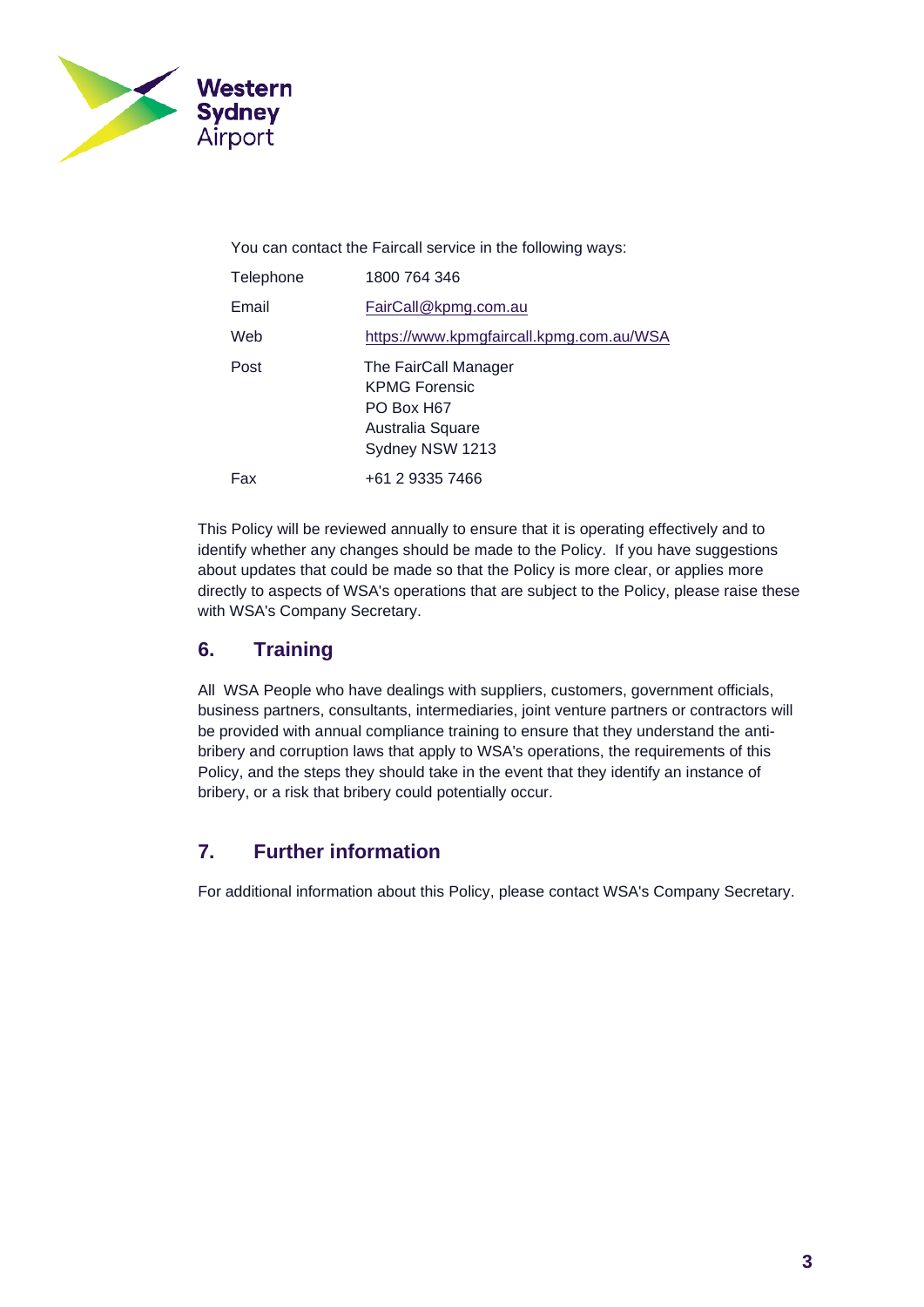You can contact the Faircall service in the following ways:

| Telephone | 1800 764 346 |
| --- | --- |
| Email | FairCall@kpmg.com.au |
| Web | https://www.kpmgfaircall.kpmg.com.au/WSA |
| Post | The FairCall Manager<br>KPMG Forensic<br>PO Box H67<br>Australia Square<br>Sydney NSW 1213 |
| Fax | +61 2 9335 7466 |

This Policy will be reviewed annually to ensure that it is operating effectively and to identify whether any changes should be made to the Policy. If you have suggestions about updates that could be made so that the Policy is more clear, or applies more directly to aspects of WSA's operations that are subject to the Policy, please raise these with WSA's Company Secretary.

## 6. Training

All WSA People who have dealings with suppliers, customers, government officials, business partners, consultants, intermediaries, joint venture partners or contractors will be provided with annual compliance training to ensure that they understand the anti-bribery and corruption laws that apply to WSA's operations, the requirements of this Policy, and the steps they should take in the event that they identify an instance of bribery, or a risk that bribery could potentially occur.

## 7. Further information

For additional information about this Policy, please contact WSA's Company Secretary.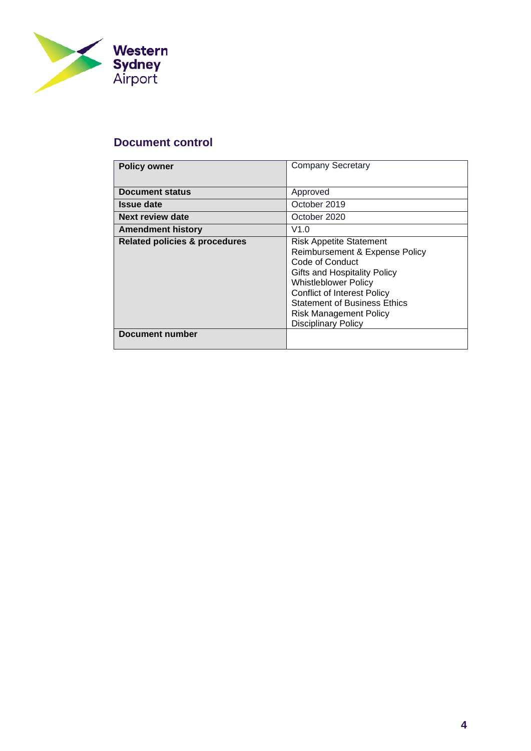## Document control

| | |
|---|---|
| **Policy owner** | Company Secretary |
| **Document status** | Approved |
| **Issue date** | October 2019 |
| **Next review date** | October 2020 |
| **Amendment history** | V1.0 |
| **Related policies & procedures** | Risk Appetite Statement<br>Reimbursement & Expense Policy<br>Code of Conduct<br>Gifts and Hospitality Policy<br>Whistleblower Policy<br>Conflict of Interest Policy<br>Statement of Business Ethics<br>Risk Management Policy<br>Disciplinary Policy |
| **Document number** | |